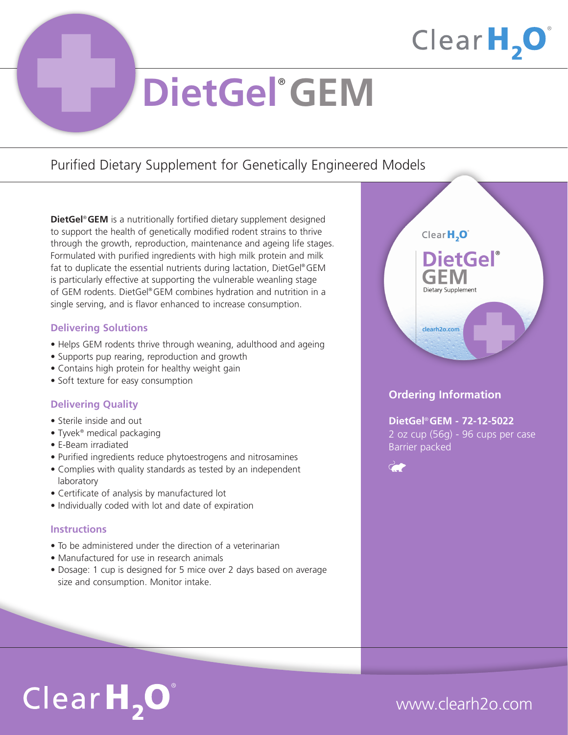# DietGel® GEM

## Purified Dietary Supplement for Genetically Engineered Models

**DietGel® GEM** is a nutritionally fortified dietary supplement designed to support the health of genetically modified rodent strains to thrive through the growth, reproduction, maintenance and ageing life stages. Formulated with purified ingredients with high milk protein and milk fat to duplicate the essential nutrients during lactation, DietGel® GEM is particularly effective at supporting the vulnerable weanling stage of GEM rodents. DietGel® GEM combines hydration and nutrition in a single serving, and is flavor enhanced to increase consumption.

### Delivering Solutions

- Helps GEM rodents thrive through weaning, adulthood and ageing
- Supports pup rearing, reproduction and growth
- Contains high protein for healthy weight gain
- Soft texture for easy consumption

### Delivering Quality

- Sterile inside and out
- Tyvek® medical packaging
- E-Beam irradiated
- Purified ingredients reduce phytoestrogens and nitrosamines
- Complies with quality standards as tested by an independent laboratory
- Certificate of analysis by manufactured lot
- Individually coded with lot and date of expiration

### Instructions

- To be administered under the direction of a veterinarian
- Manufactured for use in research animals
- Dosage: 1 cup is designed for 5 mice over 2 days based on average size and consumption. Monitor intake.

### Ordering Information

**DietGel® GEM - 72-12-5022**
2 oz cup (56g) - 96 cups per case
Barrier packed

ClearH₂O®

www.clearh2o.com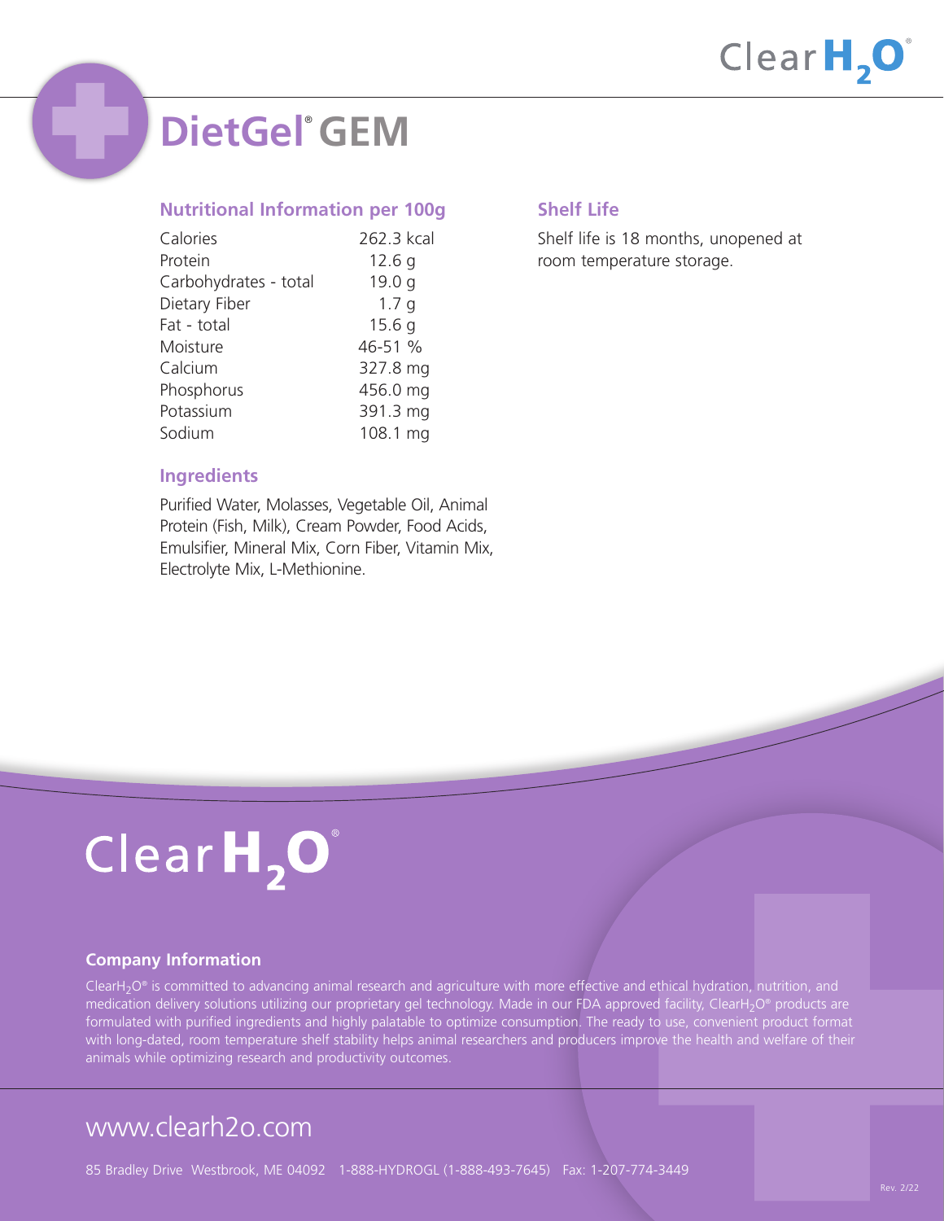# DietGel® GEM

## Nutritional Information per 100g

| | |
|---|---|
| Calories | 262.3 kcal |
| Protein | 12.6 g |
| Carbohydrates - total | 19.0 g |
| Dietary Fiber | 1.7 g |
| Fat - total | 15.6 g |
| Moisture | 46-51 % |
| Calcium | 327.8 mg |
| Phosphorus | 456.0 mg |
| Potassium | 391.3 mg |
| Sodium | 108.1 mg |

## Ingredients

Purified Water, Molasses, Vegetable Oil, Animal Protein (Fish, Milk), Cream Powder, Food Acids, Emulsifier, Mineral Mix, Corn Fiber, Vitamin Mix, Electrolyte Mix, L-Methionine.

## Shelf Life

Shelf life is 18 months, unopened at room temperature storage.

ClearH2O®

### Company Information

ClearH$_2$O® is committed to advancing animal research and agriculture with more effective and ethical hydration, nutrition, and medication delivery solutions utilizing our proprietary gel technology. Made in our FDA approved facility, ClearH$_2$O® products are formulated with purified ingredients and highly palatable to optimize consumption. The ready to use, convenient product format with long-dated, room temperature shelf stability helps animal researchers and producers improve the health and welfare of their animals while optimizing research and productivity outcomes.

www.clearh2o.com

85 Bradley Drive Westbrook, ME 04092 1-888-HYDROGL (1-888-493-7645) Fax: 1-207-774-3449

Rev. 2/22